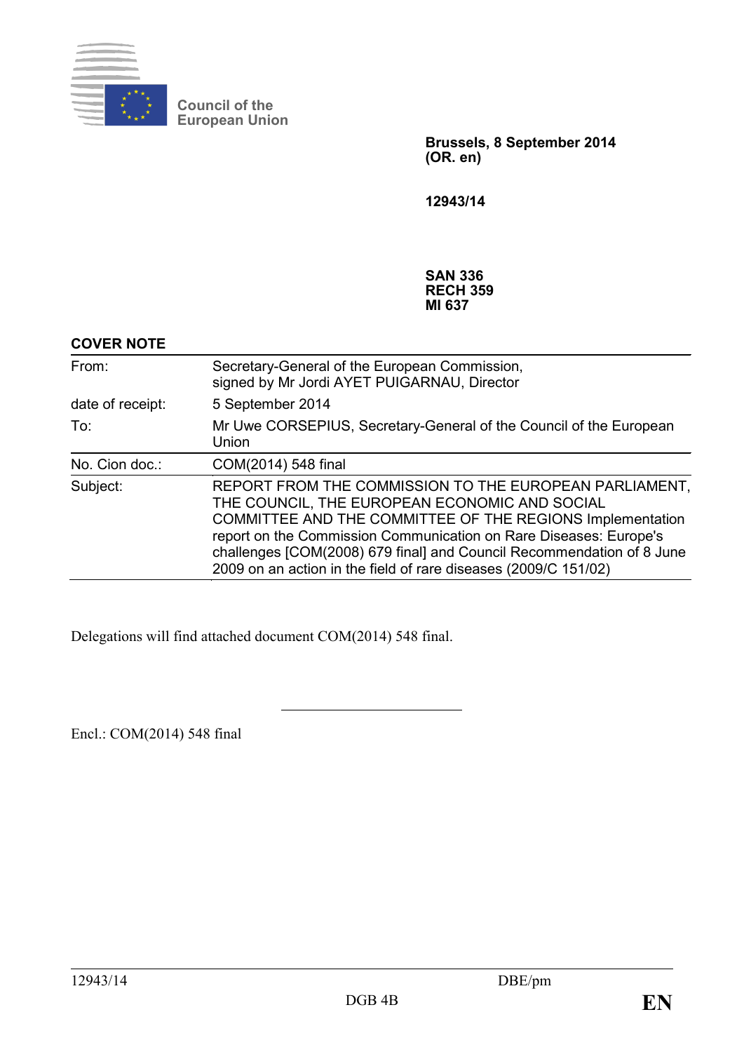Council of the
European Union

**Brussels, 8 September 2014**
**(OR. en)**

**12943/14**

**SAN 336**
**RECH 359**
**MI 637**

**COVER NOTE**

| | |
|---|---|
| From: | Secretary-General of the European Commission, signed by Mr Jordi AYET PUIGARNAU, Director |
| date of receipt: | 5 September 2014 |
| To: | Mr Uwe CORSEPIUS, Secretary-General of the Council of the European Union |
| No. Cion doc.: | COM(2014) 548 final |
| Subject: | REPORT FROM THE COMMISSION TO THE EUROPEAN PARLIAMENT, THE COUNCIL, THE EUROPEAN ECONOMIC AND SOCIAL COMMITTEE AND THE COMMITTEE OF THE REGIONS Implementation report on the Commission Communication on Rare Diseases: Europe's challenges [COM(2008) 679 final] and Council Recommendation of 8 June 2009 on an action in the field of rare diseases (2009/C 151/02) |

Delegations will find attached document COM(2014) 548 final.

---

Encl.: COM(2014) 548 final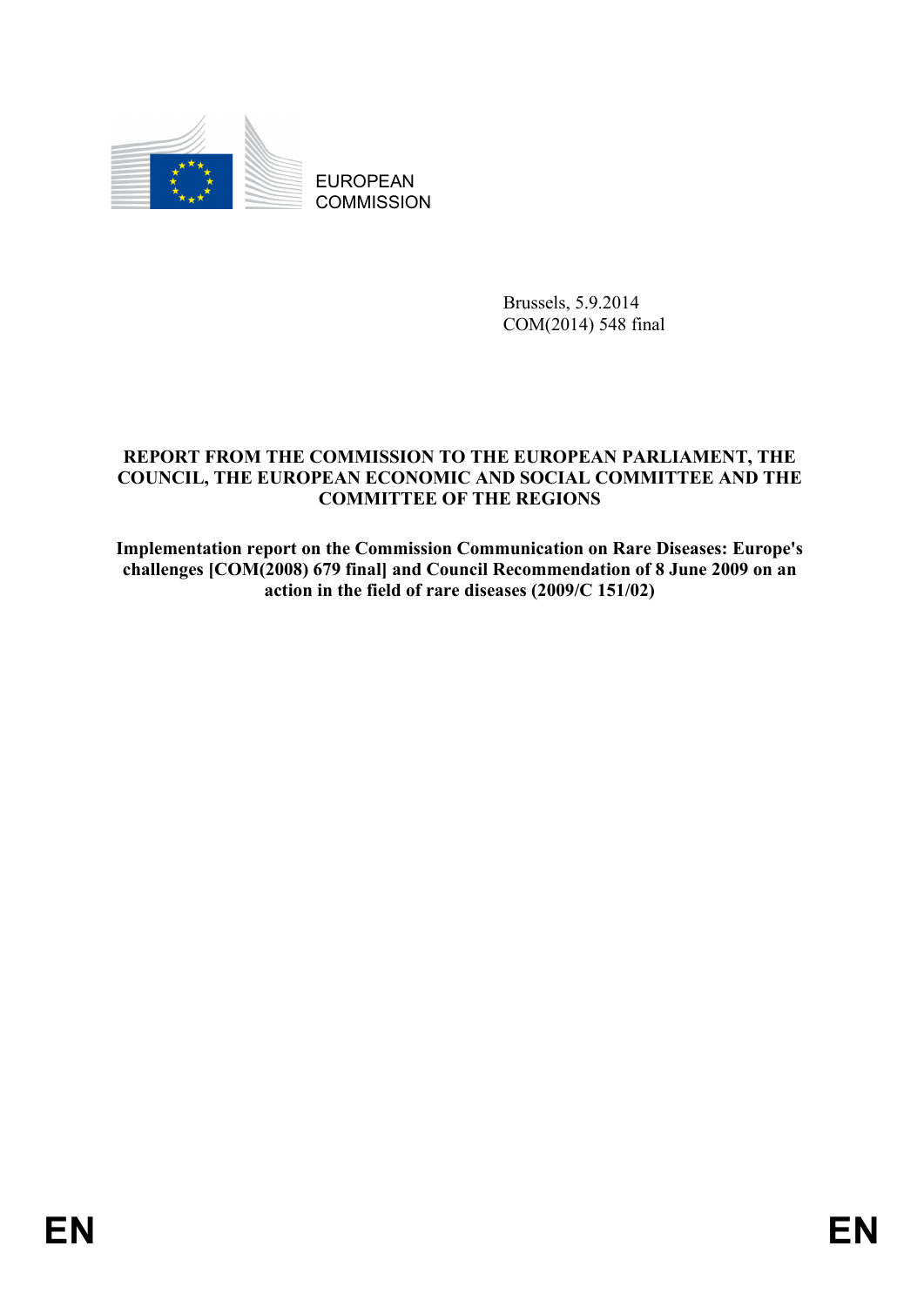EUROPEAN COMMISSION

Brussels, 5.9.2014
COM(2014) 548 final

**REPORT FROM THE COMMISSION TO THE EUROPEAN PARLIAMENT, THE COUNCIL, THE EUROPEAN ECONOMIC AND SOCIAL COMMITTEE AND THE COMMITTEE OF THE REGIONS**

**Implementation report on the Commission Communication on Rare Diseases: Europe's challenges [COM(2008) 679 final] and Council Recommendation of 8 June 2009 on an action in the field of rare diseases (2009/C 151/02)**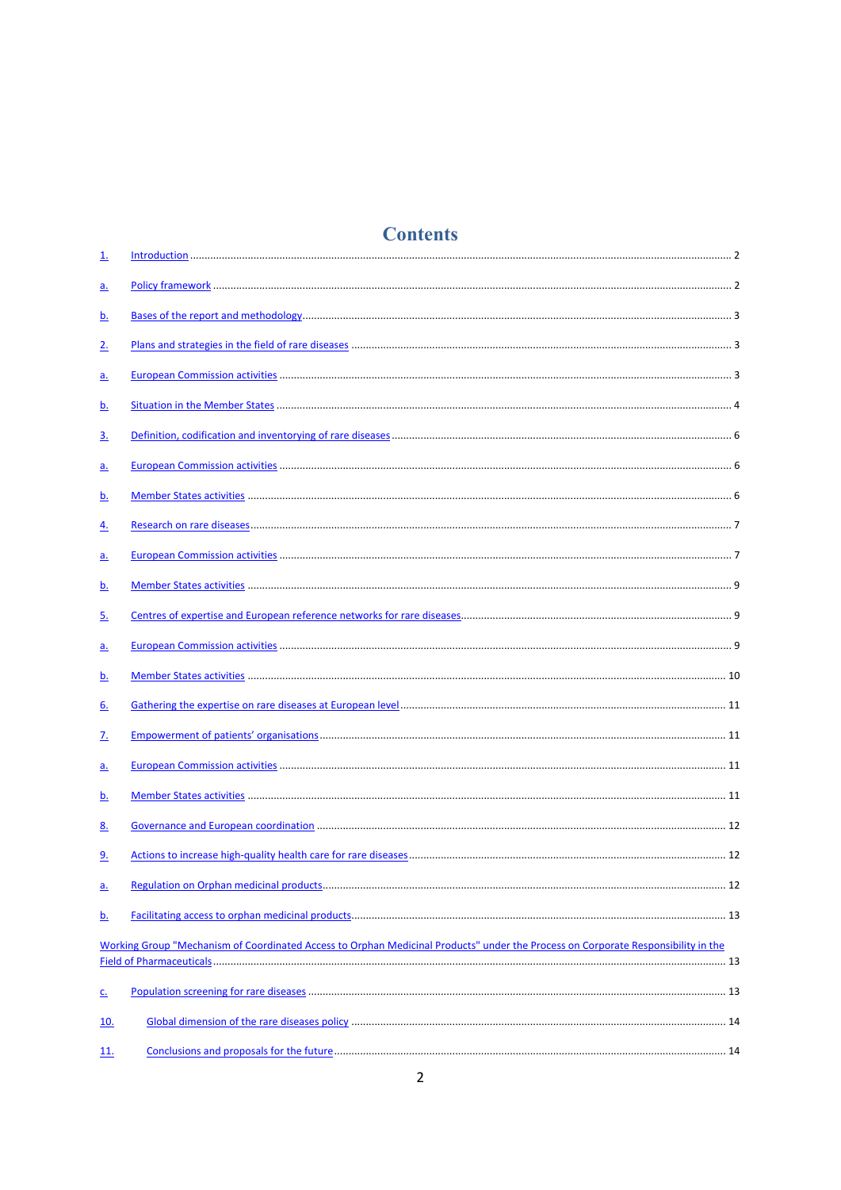# Contents

1. Introduction ........................................................ 2

a. Policy framework ........................................................ 2

b. Bases of the report and methodology ........................................................ 3

2. Plans and strategies in the field of rare diseases ........................................................ 3

a. European Commission activities ........................................................ 3

b. Situation in the Member States ........................................................ 4

3. Definition, codification and inventorying of rare diseases ........................................................ 6

a. European Commission activities ........................................................ 6

b. Member States activities ........................................................ 6

4. Research on rare diseases ........................................................ 7

a. European Commission activities ........................................................ 7

b. Member States activities ........................................................ 9

5. Centres of expertise and European reference networks for rare diseases ........................................................ 9

a. European Commission activities ........................................................ 9

b. Member States activities ........................................................ 10

6. Gathering the expertise on rare diseases at European level ........................................................ 11

7. Empowerment of patients' organisations ........................................................ 11

a. European Commission activities ........................................................ 11

b. Member States activities ........................................................ 11

8. Governance and European coordination ........................................................ 12

9. Actions to increase high-quality health care for rare diseases ........................................................ 12

a. Regulation on Orphan medicinal products ........................................................ 12

b. Facilitating access to orphan medicinal products ........................................................ 13

Working Group "Mechanism of Coordinated Access to Orphan Medicinal Products" under the Process on Corporate Responsibility in the Field of Pharmaceuticals ........................................................ 13

c. Population screening for rare diseases ........................................................ 13

10. Global dimension of the rare diseases policy ........................................................ 14

11. Conclusions and proposals for the future ........................................................ 14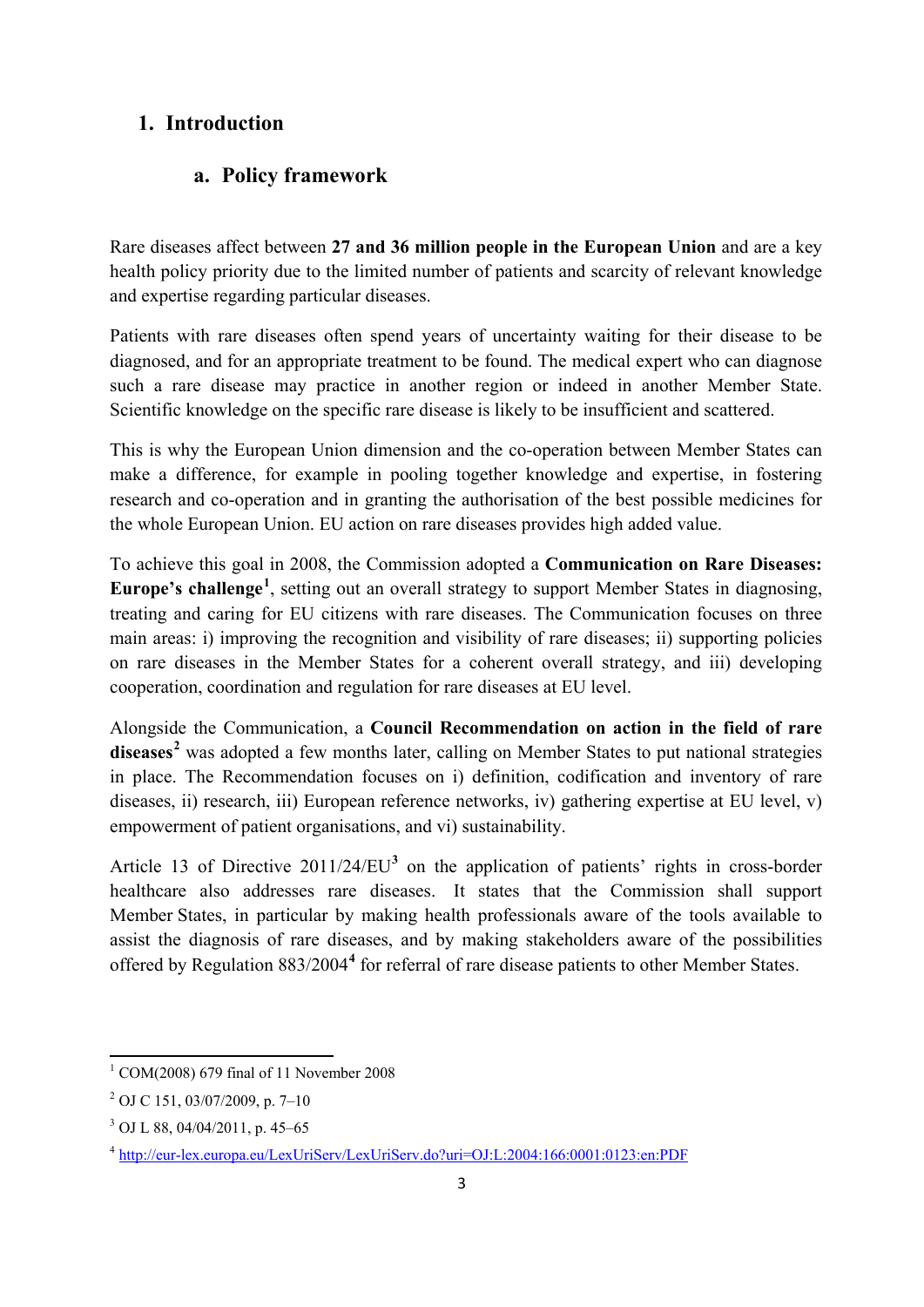# 1. Introduction

## a. Policy framework

Rare diseases affect between **27 and 36 million people in the European Union** and are a key health policy priority due to the limited number of patients and scarcity of relevant knowledge and expertise regarding particular diseases.

Patients with rare diseases often spend years of uncertainty waiting for their disease to be diagnosed, and for an appropriate treatment to be found. The medical expert who can diagnose such a rare disease may practice in another region or indeed in another Member State. Scientific knowledge on the specific rare disease is likely to be insufficient and scattered.

This is why the European Union dimension and the co-operation between Member States can make a difference, for example in pooling together knowledge and expertise, in fostering research and co-operation and in granting the authorisation of the best possible medicines for the whole European Union. EU action on rare diseases provides high added value.

To achieve this goal in 2008, the Commission adopted a **Communication on Rare Diseases: Europe's challenge**[1], setting out an overall strategy to support Member States in diagnosing, treating and caring for EU citizens with rare diseases. The Communication focuses on three main areas: i) improving the recognition and visibility of rare diseases; ii) supporting policies on rare diseases in the Member States for a coherent overall strategy, and iii) developing cooperation, coordination and regulation for rare diseases at EU level.

Alongside the Communication, a **Council Recommendation on action in the field of rare diseases**[2] was adopted a few months later, calling on Member States to put national strategies in place. The Recommendation focuses on i) definition, codification and inventory of rare diseases, ii) research, iii) European reference networks, iv) gathering expertise at EU level, v) empowerment of patient organisations, and vi) sustainability.

Article 13 of Directive 2011/24/EU[3] on the application of patients' rights in cross-border healthcare also addresses rare diseases. It states that the Commission shall support Member States, in particular by making health professionals aware of the tools available to assist the diagnosis of rare diseases, and by making stakeholders aware of the possibilities offered by Regulation 883/2004[4] for referral of rare disease patients to other Member States.

---

[1] COM(2008) 679 final of 11 November 2008

[2] OJ C 151, 03/07/2009, p. 7–10

[3] OJ L 88, 04/04/2011, p. 45–65

[4] http://eur-lex.europa.eu/LexUriServ/LexUriServ.do?uri=OJ:L:2004:166:0001:0123:en:PDF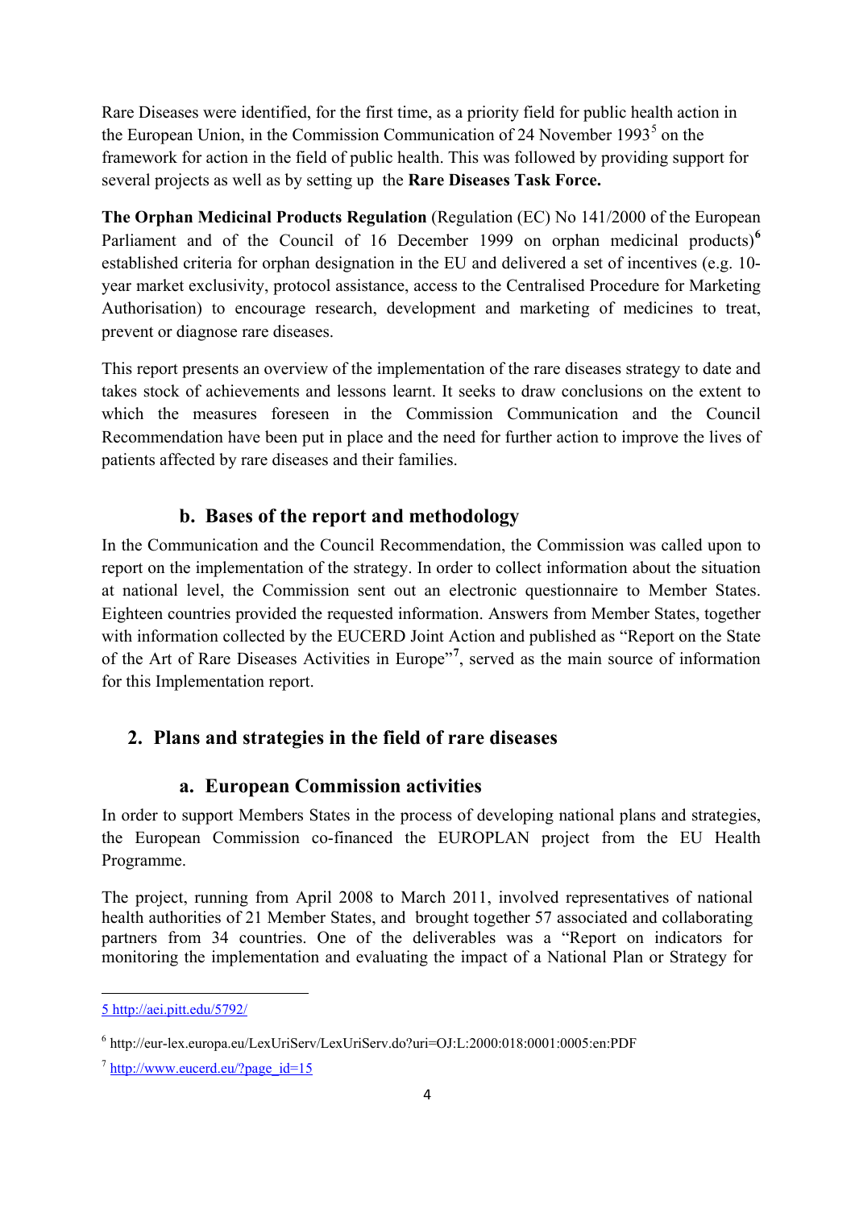Rare Diseases were identified, for the first time, as a priority field for public health action in the European Union, in the Commission Communication of 24 November 1993[5] on the framework for action in the field of public health. This was followed by providing support for several projects as well as by setting up the **Rare Diseases Task Force.**

**The Orphan Medicinal Products Regulation** (Regulation (EC) No 141/2000 of the European Parliament and of the Council of 16 December 1999 on orphan medicinal products)[6] established criteria for orphan designation in the EU and delivered a set of incentives (e.g. 10-year market exclusivity, protocol assistance, access to the Centralised Procedure for Marketing Authorisation) to encourage research, development and marketing of medicines to treat, prevent or diagnose rare diseases.

This report presents an overview of the implementation of the rare diseases strategy to date and takes stock of achievements and lessons learnt. It seeks to draw conclusions on the extent to which the measures foreseen in the Commission Communication and the Council Recommendation have been put in place and the need for further action to improve the lives of patients affected by rare diseases and their families.

### b. Bases of the report and methodology

In the Communication and the Council Recommendation, the Commission was called upon to report on the implementation of the strategy. In order to collect information about the situation at national level, the Commission sent out an electronic questionnaire to Member States. Eighteen countries provided the requested information. Answers from Member States, together with information collected by the EUCERD Joint Action and published as "Report on the State of the Art of Rare Diseases Activities in Europe"[7], served as the main source of information for this Implementation report.

## 2. Plans and strategies in the field of rare diseases

### a. European Commission activities

In order to support Members States in the process of developing national plans and strategies, the European Commission co-financed the EUROPLAN project from the EU Health Programme.

The project, running from April 2008 to March 2011, involved representatives of national health authorities of 21 Member States, and brought together 57 associated and collaborating partners from 34 countries. One of the deliverables was a "Report on indicators for monitoring the implementation and evaluating the impact of a National Plan or Strategy for

---

5 http://aei.pitt.edu/5792/

6 http://eur-lex.europa.eu/LexUriServ/LexUriServ.do?uri=OJ:L:2000:018:0001:0005:en:PDF

7 http://www.eucerd.eu/?page_id=15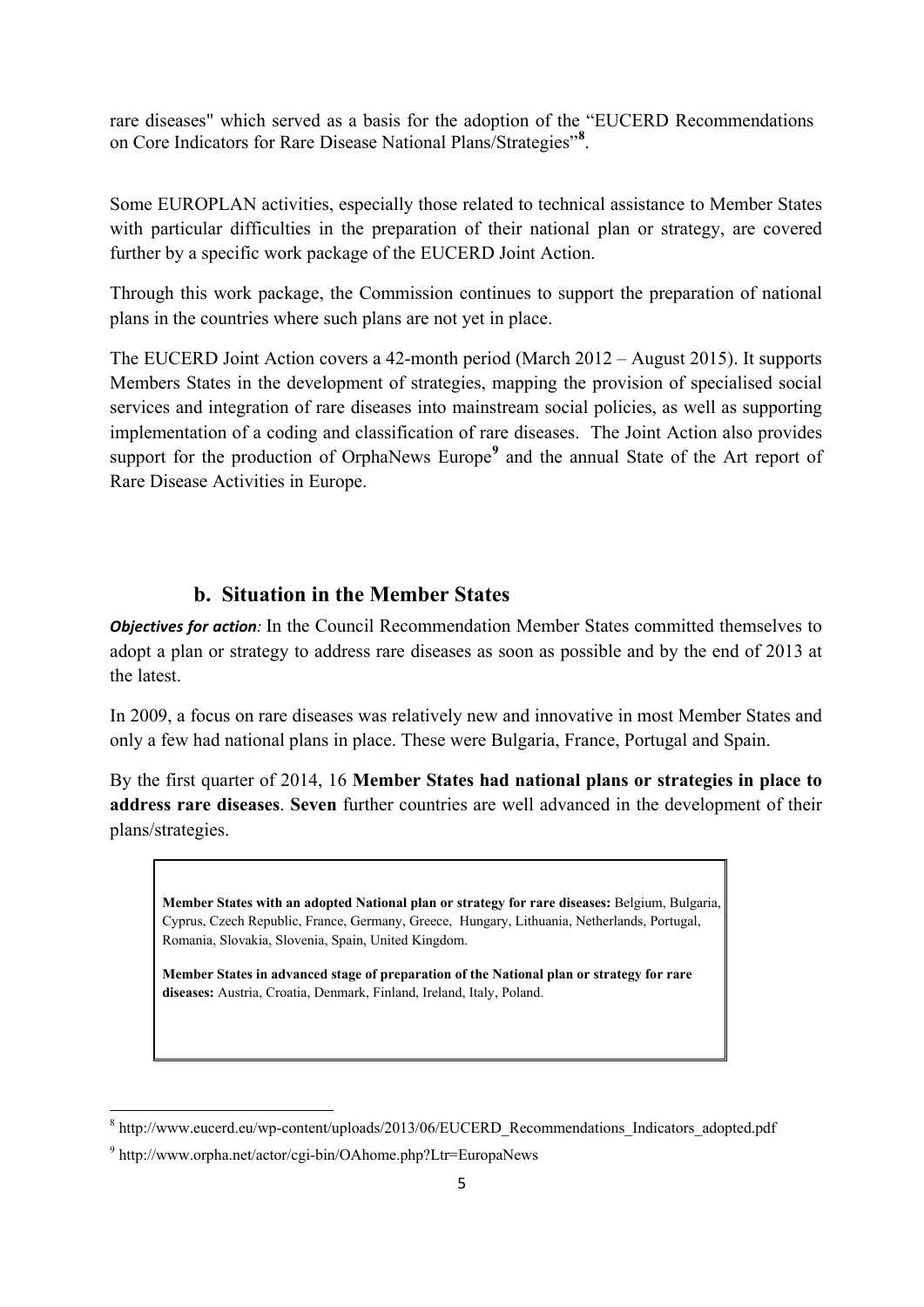rare diseases" which served as a basis for the adoption of the "EUCERD Recommendations on Core Indicators for Rare Disease National Plans/Strategies"[8].

Some EUROPLAN activities, especially those related to technical assistance to Member States with particular difficulties in the preparation of their national plan or strategy, are covered further by a specific work package of the EUCERD Joint Action.

Through this work package, the Commission continues to support the preparation of national plans in the countries where such plans are not yet in place.

The EUCERD Joint Action covers a 42-month period (March 2012 – August 2015). It supports Members States in the development of strategies, mapping the provision of specialised social services and integration of rare diseases into mainstream social policies, as well as supporting implementation of a coding and classification of rare diseases. The Joint Action also provides support for the production of OrphaNews Europe[9] and the annual State of the Art report of Rare Disease Activities in Europe.

## b. Situation in the Member States

***Objectives for action**:* In the Council Recommendation Member States committed themselves to adopt a plan or strategy to address rare diseases as soon as possible and by the end of 2013 at the latest.

In 2009, a focus on rare diseases was relatively new and innovative in most Member States and only a few had national plans in place. These were Bulgaria, France, Portugal and Spain.

By the first quarter of 2014, 16 **Member States had national plans or strategies in place to address rare diseases**. **Seven** further countries are well advanced in the development of their plans/strategies.

> **Member States with an adopted National plan or strategy for rare diseases:** Belgium, Bulgaria, Cyprus, Czech Republic, France, Germany, Greece, Hungary, Lithuania, Netherlands, Portugal, Romania, Slovakia, Slovenia, Spain, United Kingdom.
>
> **Member States in advanced stage of preparation of the National plan or strategy for rare diseases:** Austria, Croatia, Denmark, Finland, Ireland, Italy, Poland.

[8] http://www.eucerd.eu/wp-content/uploads/2013/06/EUCERD_Recommendations_Indicators_adopted.pdf

[9] http://www.orpha.net/actor/cgi-bin/OAhome.php?Ltr=EuropaNews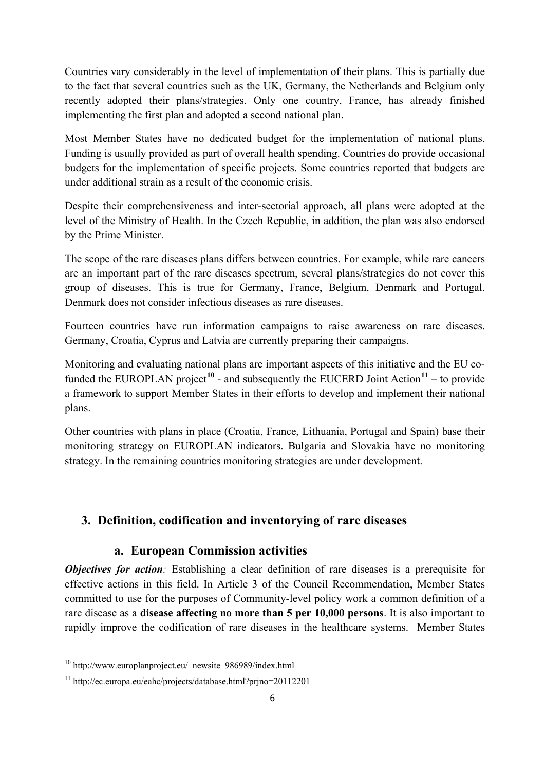Countries vary considerably in the level of implementation of their plans. This is partially due to the fact that several countries such as the UK, Germany, the Netherlands and Belgium only recently adopted their plans/strategies. Only one country, France, has already finished implementing the first plan and adopted a second national plan.

Most Member States have no dedicated budget for the implementation of national plans. Funding is usually provided as part of overall health spending. Countries do provide occasional budgets for the implementation of specific projects. Some countries reported that budgets are under additional strain as a result of the economic crisis.

Despite their comprehensiveness and inter-sectorial approach, all plans were adopted at the level of the Ministry of Health. In the Czech Republic, in addition, the plan was also endorsed by the Prime Minister.

The scope of the rare diseases plans differs between countries. For example, while rare cancers are an important part of the rare diseases spectrum, several plans/strategies do not cover this group of diseases. This is true for Germany, France, Belgium, Denmark and Portugal. Denmark does not consider infectious diseases as rare diseases.

Fourteen countries have run information campaigns to raise awareness on rare diseases. Germany, Croatia, Cyprus and Latvia are currently preparing their campaigns.

Monitoring and evaluating national plans are important aspects of this initiative and the EU co-funded the EUROPLAN project[10] - and subsequently the EUCERD Joint Action[11] – to provide a framework to support Member States in their efforts to develop and implement their national plans.

Other countries with plans in place (Croatia, France, Lithuania, Portugal and Spain) base their monitoring strategy on EUROPLAN indicators. Bulgaria and Slovakia have no monitoring strategy. In the remaining countries monitoring strategies are under development.

## 3. Definition, codification and inventorying of rare diseases

### a. European Commission activities

***Objectives for action**:* Establishing a clear definition of rare diseases is a prerequisite for effective actions in this field. In Article 3 of the Council Recommendation, Member States committed to use for the purposes of Community-level policy work a common definition of a rare disease as a **disease affecting no more than 5 per 10,000 persons**. It is also important to rapidly improve the codification of rare diseases in the healthcare systems. Member States

[10] http://www.europlanproject.eu/_newsite_986989/index.html

[11] http://ec.europa.eu/eahc/projects/database.html?prjno=20112201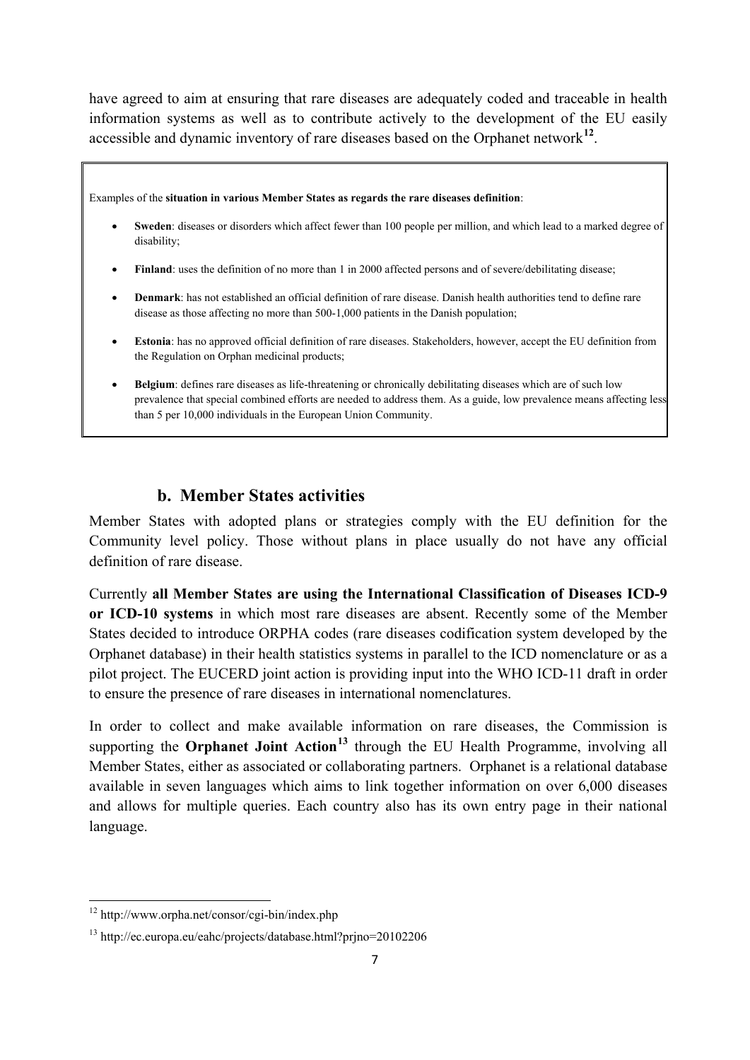have agreed to aim at ensuring that rare diseases are adequately coded and traceable in health information systems as well as to contribute actively to the development of the EU easily accessible and dynamic inventory of rare diseases based on the Orphanet network[12].

Examples of the **situation in various Member States as regards the rare diseases definition**:

- **Sweden**: diseases or disorders which affect fewer than 100 people per million, and which lead to a marked degree of disability;
- **Finland**: uses the definition of no more than 1 in 2000 affected persons and of severe/debilitating disease;
- **Denmark**: has not established an official definition of rare disease. Danish health authorities tend to define rare disease as those affecting no more than 500-1,000 patients in the Danish population;
- **Estonia**: has no approved official definition of rare diseases. Stakeholders, however, accept the EU definition from the Regulation on Orphan medicinal products;
- **Belgium**: defines rare diseases as life-threatening or chronically debilitating diseases which are of such low prevalence that special combined efforts are needed to address them. As a guide, low prevalence means affecting less than 5 per 10,000 individuals in the European Union Community.

### b. Member States activities

Member States with adopted plans or strategies comply with the EU definition for the Community level policy. Those without plans in place usually do not have any official definition of rare disease.

Currently **all Member States are using the International Classification of Diseases ICD-9 or ICD-10 systems** in which most rare diseases are absent. Recently some of the Member States decided to introduce ORPHA codes (rare diseases codification system developed by the Orphanet database) in their health statistics systems in parallel to the ICD nomenclature or as a pilot project. The EUCERD joint action is providing input into the WHO ICD-11 draft in order to ensure the presence of rare diseases in international nomenclatures.

In order to collect and make available information on rare diseases, the Commission is supporting the **Orphanet Joint Action**[13] through the EU Health Programme, involving all Member States, either as associated or collaborating partners. Orphanet is a relational database available in seven languages which aims to link together information on over 6,000 diseases and allows for multiple queries. Each country also has its own entry page in their national language.

---

[12] http://www.orpha.net/consor/cgi-bin/index.php

[13] http://ec.europa.eu/eahc/projects/database.html?prjno=20102206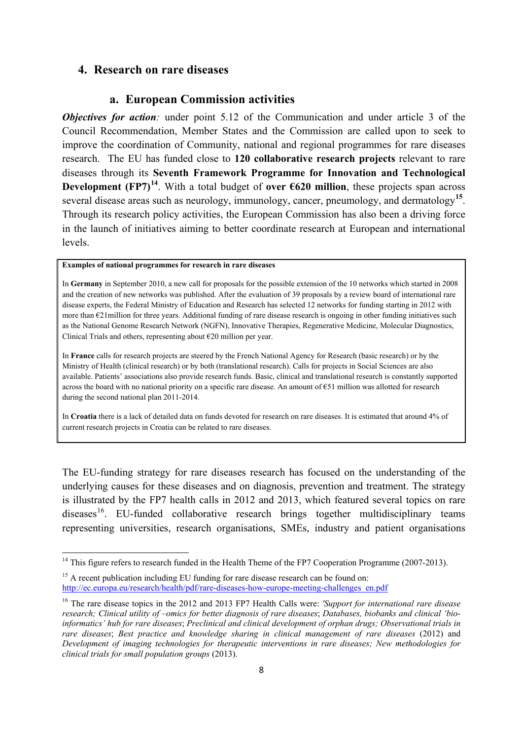## 4. Research on rare diseases

### a. European Commission activities

***Objectives for action****:* under point 5.12 of the Communication and under article 3 of the Council Recommendation, Member States and the Commission are called upon to seek to improve the coordination of Community, national and regional programmes for rare diseases research. The EU has funded close to **120 collaborative research projects** relevant to rare diseases through its **Seventh Framework Programme for Innovation and Technological Development (FP7)**[14]. With a total budget of **over €620 million**, these projects span across several disease areas such as neurology, immunology, cancer, pneumology, and dermatology[15]. Through its research policy activities, the European Commission has also been a driving force in the launch of initiatives aiming to better coordinate research at European and international levels.

> **Examples of national programmes for research in rare diseases**
>
> In **Germany** in September 2010, a new call for proposals for the possible extension of the 10 networks which started in 2008 and the creation of new networks was published. After the evaluation of 39 proposals by a review board of international rare disease experts, the Federal Ministry of Education and Research has selected 12 networks for funding starting in 2012 with more than €21million for three years. Additional funding of rare disease research is ongoing in other funding initiatives such as the National Genome Research Network (NGFN), Innovative Therapies, Regenerative Medicine, Molecular Diagnostics, Clinical Trials and others, representing about €20 million per year.
>
> In **France** calls for research projects are steered by the French National Agency for Research (basic research) or by the Ministry of Health (clinical research) or by both (translational research). Calls for projects in Social Sciences are also available. Patients' associations also provide research funds. Basic, clinical and translational research is constantly supported across the board with no national priority on a specific rare disease. An amount of €51 million was allotted for research during the second national plan 2011-2014.
>
> In **Croatia** there is a lack of detailed data on funds devoted for research on rare diseases. It is estimated that around 4% of current research projects in Croatia can be related to rare diseases.

The EU-funding strategy for rare diseases research has focused on the understanding of the underlying causes for these diseases and on diagnosis, prevention and treatment. The strategy is illustrated by the FP7 health calls in 2012 and 2013, which featured several topics on rare diseases[16]. EU-funded collaborative research brings together multidisciplinary teams representing universities, research organisations, SMEs, industry and patient organisations

---

[14] This figure refers to research funded in the Health Theme of the FP7 Cooperation Programme (2007-2013).

[15] A recent publication including EU funding for rare disease research can be found on: http://ec.europa.eu/research/health/pdf/rare-diseases-how-europe-meeting-challenges_en.pdf

[16] The rare disease topics in the 2012 and 2013 FP7 Health Calls were: *'Support for international rare disease research; Clinical utility of –omics for better diagnosis of rare diseases*; *Databases, biobanks and clinical 'bio-informatics' hub for rare diseases*; *Preclinical and clinical development of orphan drugs; Observational trials in rare diseases*; *Best practice and knowledge sharing in clinical management of rare diseases* (2012) and *Development of imaging technologies for therapeutic interventions in rare diseases; New methodologies for clinical trials for small population groups* (2013).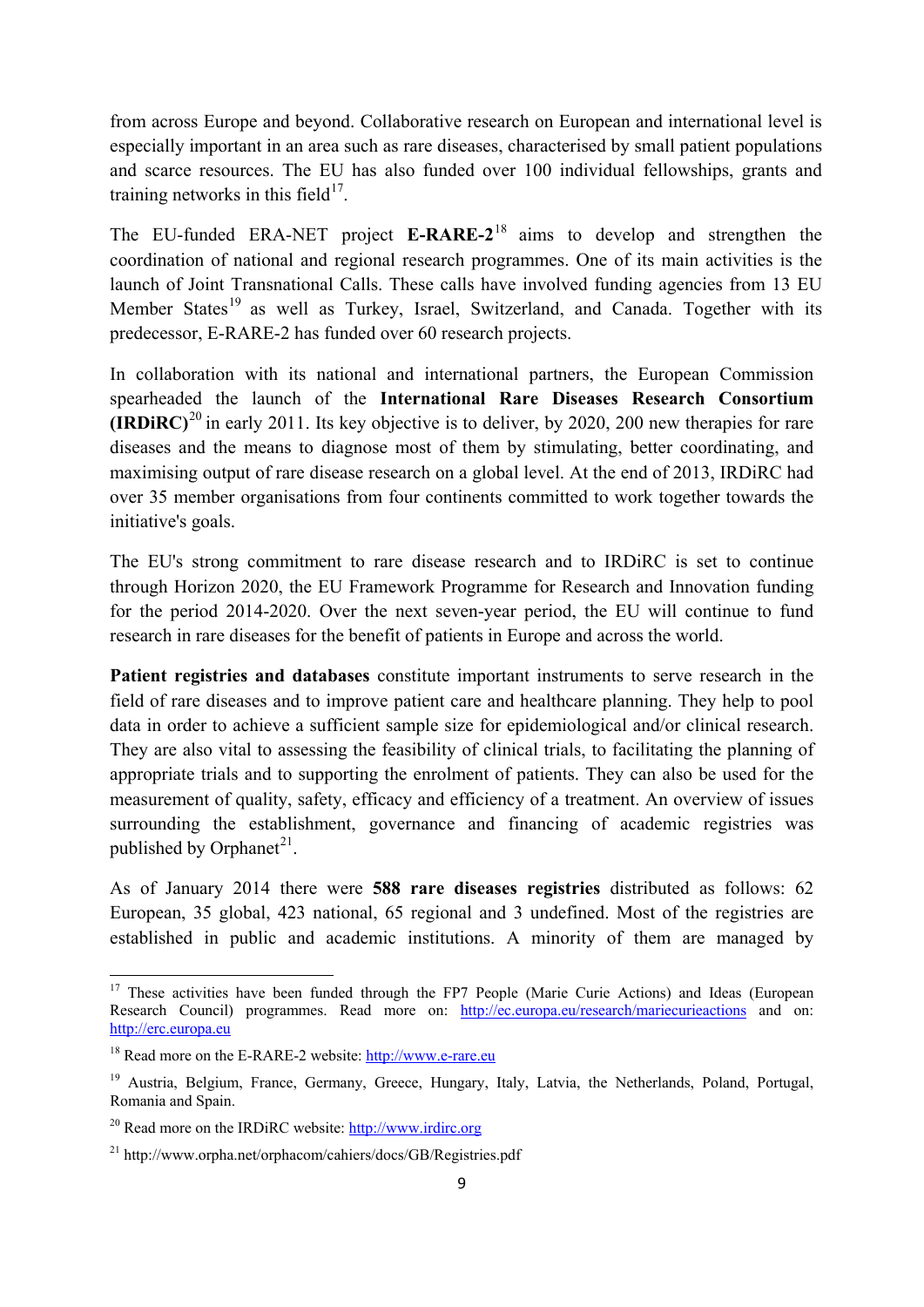from across Europe and beyond. Collaborative research on European and international level is especially important in an area such as rare diseases, characterised by small patient populations and scarce resources. The EU has also funded over 100 individual fellowships, grants and training networks in this field[17].

The EU-funded ERA-NET project **E-RARE-2**[18] aims to develop and strengthen the coordination of national and regional research programmes. One of its main activities is the launch of Joint Transnational Calls. These calls have involved funding agencies from 13 EU Member States[19] as well as Turkey, Israel, Switzerland, and Canada. Together with its predecessor, E-RARE-2 has funded over 60 research projects.

In collaboration with its national and international partners, the European Commission spearheaded the launch of the **International Rare Diseases Research Consortium (IRDiRC)**[20] in early 2011. Its key objective is to deliver, by 2020, 200 new therapies for rare diseases and the means to diagnose most of them by stimulating, better coordinating, and maximising output of rare disease research on a global level. At the end of 2013, IRDiRC had over 35 member organisations from four continents committed to work together towards the initiative's goals.

The EU's strong commitment to rare disease research and to IRDiRC is set to continue through Horizon 2020, the EU Framework Programme for Research and Innovation funding for the period 2014-2020. Over the next seven-year period, the EU will continue to fund research in rare diseases for the benefit of patients in Europe and across the world.

**Patient registries and databases** constitute important instruments to serve research in the field of rare diseases and to improve patient care and healthcare planning. They help to pool data in order to achieve a sufficient sample size for epidemiological and/or clinical research. They are also vital to assessing the feasibility of clinical trials, to facilitating the planning of appropriate trials and to supporting the enrolment of patients. They can also be used for the measurement of quality, safety, efficacy and efficiency of a treatment. An overview of issues surrounding the establishment, governance and financing of academic registries was published by Orphanet[21].

As of January 2014 there were **588 rare diseases registries** distributed as follows: 62 European, 35 global, 423 national, 65 regional and 3 undefined. Most of the registries are established in public and academic institutions. A minority of them are managed by

---

[17] These activities have been funded through the FP7 People (Marie Curie Actions) and Ideas (European Research Council) programmes. Read more on: http://ec.europa.eu/research/mariecurieactions and on: http://erc.europa.eu

[18] Read more on the E-RARE-2 website: http://www.e-rare.eu

[19] Austria, Belgium, France, Germany, Greece, Hungary, Italy, Latvia, the Netherlands, Poland, Portugal, Romania and Spain.

[20] Read more on the IRDiRC website: http://www.irdirc.org

[21] http://www.orpha.net/orphacom/cahiers/docs/GB/Registries.pdf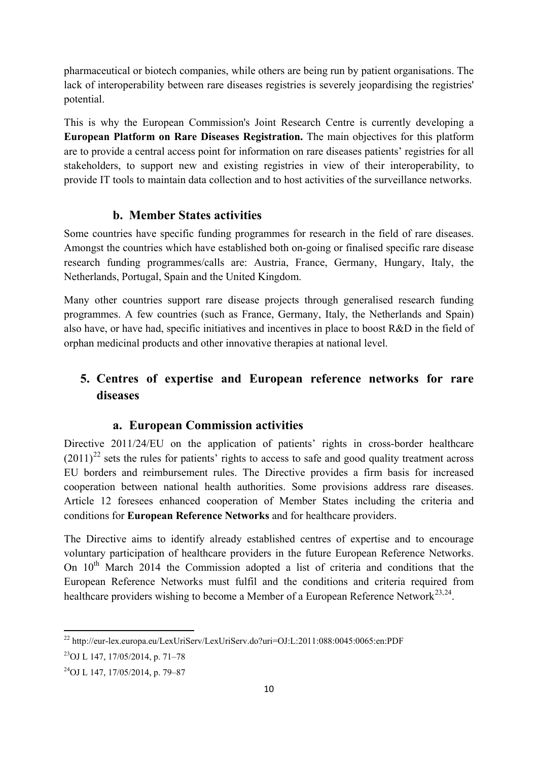pharmaceutical or biotech companies, while others are being run by patient organisations. The lack of interoperability between rare diseases registries is severely jeopardising the registries' potential.

This is why the European Commission's Joint Research Centre is currently developing a **European Platform on Rare Diseases Registration.** The main objectives for this platform are to provide a central access point for information on rare diseases patients' registries for all stakeholders, to support new and existing registries in view of their interoperability, to provide IT tools to maintain data collection and to host activities of the surveillance networks.

### b. Member States activities

Some countries have specific funding programmes for research in the field of rare diseases. Amongst the countries which have established both on-going or finalised specific rare disease research funding programmes/calls are: Austria, France, Germany, Hungary, Italy, the Netherlands, Portugal, Spain and the United Kingdom.

Many other countries support rare disease projects through generalised research funding programmes. A few countries (such as France, Germany, Italy, the Netherlands and Spain) also have, or have had, specific initiatives and incentives in place to boost R&D in the field of orphan medicinal products and other innovative therapies at national level.

## 5. Centres of expertise and European reference networks for rare diseases

### a. European Commission activities

Directive 2011/24/EU on the application of patients' rights in cross-border healthcare (2011)[22] sets the rules for patients' rights to access to safe and good quality treatment across EU borders and reimbursement rules. The Directive provides a firm basis for increased cooperation between national health authorities. Some provisions address rare diseases. Article 12 foresees enhanced cooperation of Member States including the criteria and conditions for **European Reference Networks** and for healthcare providers.

The Directive aims to identify already established centres of expertise and to encourage voluntary participation of healthcare providers in the future European Reference Networks. On 10th March 2014 the Commission adopted a list of criteria and conditions that the European Reference Networks must fulfil and the conditions and criteria required from healthcare providers wishing to become a Member of a European Reference Network[23,24].

---

[22] http://eur-lex.europa.eu/LexUriServ/LexUriServ.do?uri=OJ:L:2011:088:0045:0065:en:PDF

[23] OJ L 147, 17/05/2014, p. 71–78

[24] OJ L 147, 17/05/2014, p. 79–87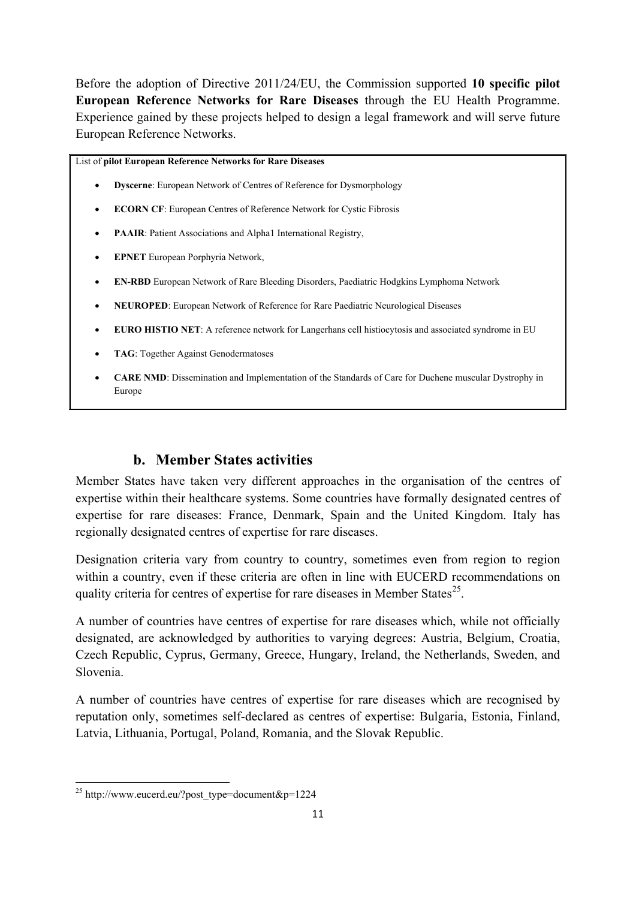Before the adoption of Directive 2011/24/EU, the Commission supported **10 specific pilot European Reference Networks for Rare Diseases** through the EU Health Programme. Experience gained by these projects helped to design a legal framework and will serve future European Reference Networks.

List of **pilot European Reference Networks for Rare Diseases**

- **Dyscerne**: European Network of Centres of Reference for Dysmorphology
- **ECORN CF**: European Centres of Reference Network for Cystic Fibrosis
- **PAAIR**: Patient Associations and Alpha1 International Registry,
- **EPNET** European Porphyria Network,
- **EN-RBD** European Network of Rare Bleeding Disorders, Paediatric Hodgkins Lymphoma Network
- **NEUROPED**: European Network of Reference for Rare Paediatric Neurological Diseases
- **EURO HISTIO NET**: A reference network for Langerhans cell histiocytosis and associated syndrome in EU
- **TAG**: Together Against Genodermatoses
- **CARE NMD**: Dissemination and Implementation of the Standards of Care for Duchene muscular Dystrophy in Europe

## b. Member States activities

Member States have taken very different approaches in the organisation of the centres of expertise within their healthcare systems. Some countries have formally designated centres of expertise for rare diseases: France, Denmark, Spain and the United Kingdom. Italy has regionally designated centres of expertise for rare diseases.

Designation criteria vary from country to country, sometimes even from region to region within a country, even if these criteria are often in line with EUCERD recommendations on quality criteria for centres of expertise for rare diseases in Member States[25].

A number of countries have centres of expertise for rare diseases which, while not officially designated, are acknowledged by authorities to varying degrees: Austria, Belgium, Croatia, Czech Republic, Cyprus, Germany, Greece, Hungary, Ireland, the Netherlands, Sweden, and Slovenia.

A number of countries have centres of expertise for rare diseases which are recognised by reputation only, sometimes self-declared as centres of expertise: Bulgaria, Estonia, Finland, Latvia, Lithuania, Portugal, Poland, Romania, and the Slovak Republic.

[25] http://www.eucerd.eu/?post_type=document&p=1224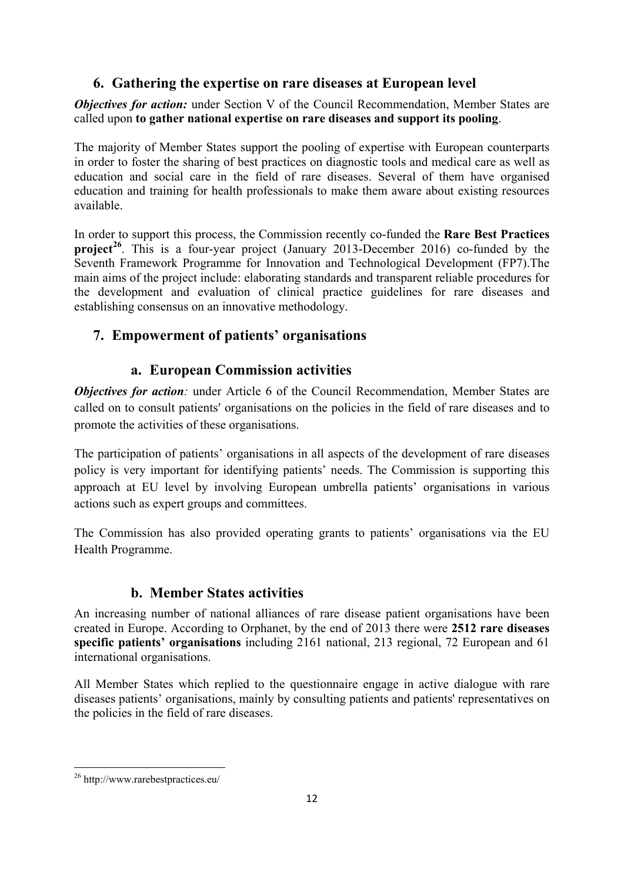## 6. Gathering the expertise on rare diseases at European level

***Objectives for action:*** under Section V of the Council Recommendation, Member States are called upon **to gather national expertise on rare diseases and support its pooling**.

The majority of Member States support the pooling of expertise with European counterparts in order to foster the sharing of best practices on diagnostic tools and medical care as well as education and social care in the field of rare diseases. Several of them have organised education and training for health professionals to make them aware about existing resources available.

In order to support this process, the Commission recently co-funded the **Rare Best Practices project**[26]. This is a four-year project (January 2013-December 2016) co-funded by the Seventh Framework Programme for Innovation and Technological Development (FP7).The main aims of the project include: elaborating standards and transparent reliable procedures for the development and evaluation of clinical practice guidelines for rare diseases and establishing consensus on an innovative methodology.

## 7. Empowerment of patients' organisations

### a. European Commission activities

***Objectives for action****:* under Article 6 of the Council Recommendation, Member States are called on to consult patients′ organisations on the policies in the field of rare diseases and to promote the activities of these organisations.

The participation of patients' organisations in all aspects of the development of rare diseases policy is very important for identifying patients' needs. The Commission is supporting this approach at EU level by involving European umbrella patients' organisations in various actions such as expert groups and committees.

The Commission has also provided operating grants to patients' organisations via the EU Health Programme.

### b. Member States activities

An increasing number of national alliances of rare disease patient organisations have been created in Europe. According to Orphanet, by the end of 2013 there were **2512 rare diseases specific patients' organisations** including 2161 national, 213 regional, 72 European and 61 international organisations.

All Member States which replied to the questionnaire engage in active dialogue with rare diseases patients' organisations, mainly by consulting patients and patients' representatives on the policies in the field of rare diseases.

---

[26] http://www.rarebestpractices.eu/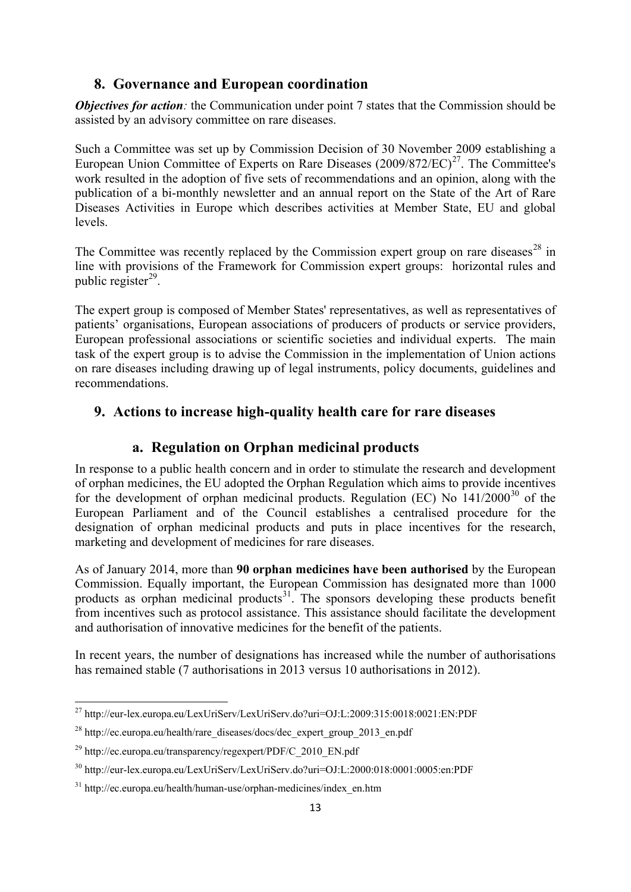## 8. Governance and European coordination

***Objectives for action****:* the Communication under point 7 states that the Commission should be assisted by an advisory committee on rare diseases.

Such a Committee was set up by Commission Decision of 30 November 2009 establishing a European Union Committee of Experts on Rare Diseases (2009/872/EC)[27]. The Committee's work resulted in the adoption of five sets of recommendations and an opinion, along with the publication of a bi-monthly newsletter and an annual report on the State of the Art of Rare Diseases Activities in Europe which describes activities at Member State, EU and global levels.

The Committee was recently replaced by the Commission expert group on rare diseases[28] in line with provisions of the Framework for Commission expert groups: horizontal rules and public register[29].

The expert group is composed of Member States' representatives, as well as representatives of patients' organisations, European associations of producers of products or service providers, European professional associations or scientific societies and individual experts. The main task of the expert group is to advise the Commission in the implementation of Union actions on rare diseases including drawing up of legal instruments, policy documents, guidelines and recommendations.

## 9. Actions to increase high-quality health care for rare diseases

### a. Regulation on Orphan medicinal products

In response to a public health concern and in order to stimulate the research and development of orphan medicines, the EU adopted the Orphan Regulation which aims to provide incentives for the development of orphan medicinal products. Regulation (EC) No 141/2000[30] of the European Parliament and of the Council establishes a centralised procedure for the designation of orphan medicinal products and puts in place incentives for the research, marketing and development of medicines for rare diseases.

As of January 2014, more than **90 orphan medicines have been authorised** by the European Commission. Equally important, the European Commission has designated more than 1000 products as orphan medicinal products[31]. The sponsors developing these products benefit from incentives such as protocol assistance. This assistance should facilitate the development and authorisation of innovative medicines for the benefit of the patients.

In recent years, the number of designations has increased while the number of authorisations has remained stable (7 authorisations in 2013 versus 10 authorisations in 2012).

---

[27] http://eur-lex.europa.eu/LexUriServ/LexUriServ.do?uri=OJ:L:2009:315:0018:0021:EN:PDF

[28] http://ec.europa.eu/health/rare_diseases/docs/dec_expert_group_2013_en.pdf

[29] http://ec.europa.eu/transparency/regexpert/PDF/C_2010_EN.pdf

[30] http://eur-lex.europa.eu/LexUriServ/LexUriServ.do?uri=OJ:L:2000:018:0001:0005:en:PDF

[31] http://ec.europa.eu/health/human-use/orphan-medicines/index_en.htm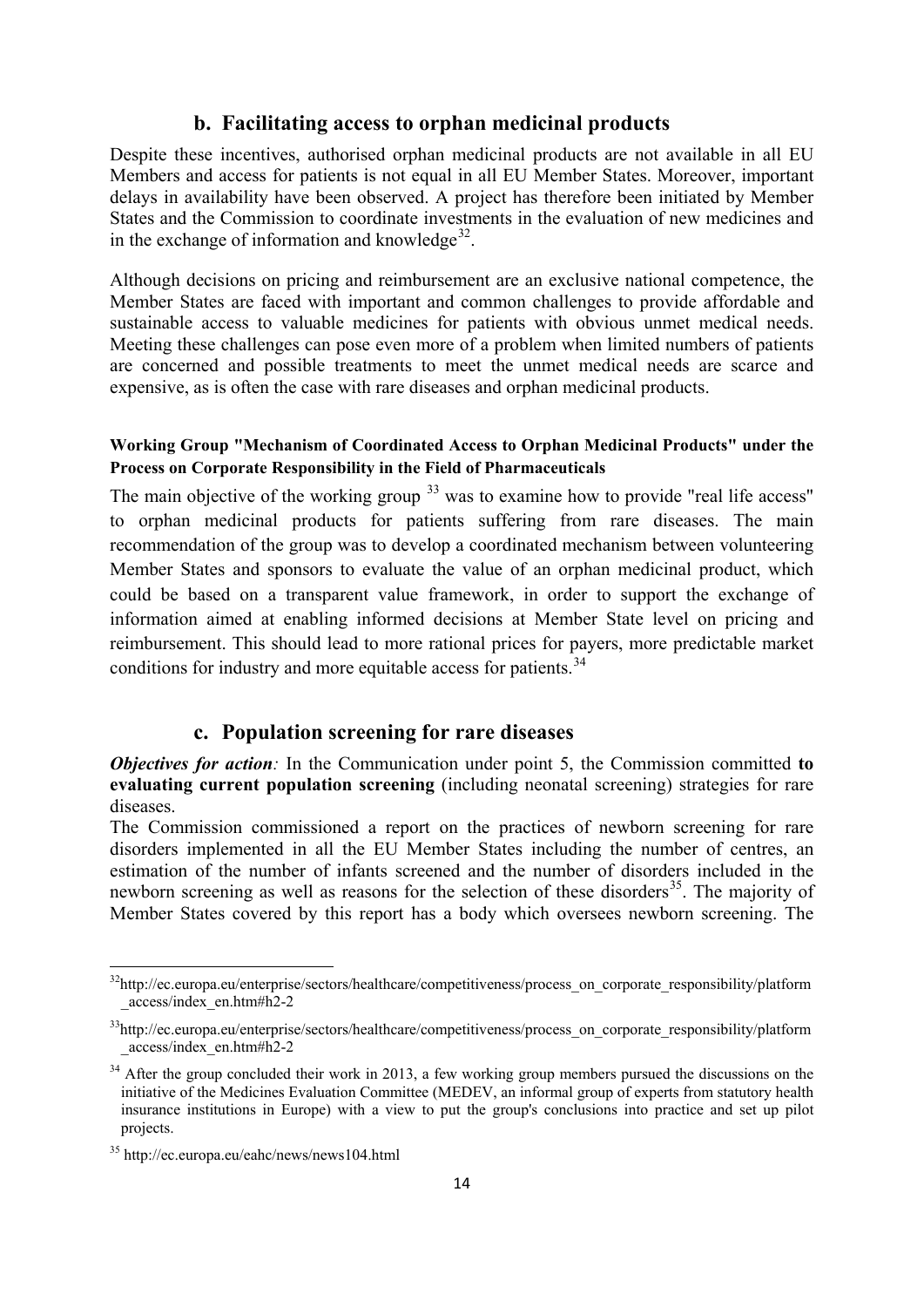## b. Facilitating access to orphan medicinal products

Despite these incentives, authorised orphan medicinal products are not available in all EU Members and access for patients is not equal in all EU Member States. Moreover, important delays in availability have been observed. A project has therefore been initiated by Member States and the Commission to coordinate investments in the evaluation of new medicines and in the exchange of information and knowledge[32].

Although decisions on pricing and reimbursement are an exclusive national competence, the Member States are faced with important and common challenges to provide affordable and sustainable access to valuable medicines for patients with obvious unmet medical needs. Meeting these challenges can pose even more of a problem when limited numbers of patients are concerned and possible treatments to meet the unmet medical needs are scarce and expensive, as is often the case with rare diseases and orphan medicinal products.

**Working Group "Mechanism of Coordinated Access to Orphan Medicinal Products" under the Process on Corporate Responsibility in the Field of Pharmaceuticals**

The main objective of the working group [33] was to examine how to provide "real life access" to orphan medicinal products for patients suffering from rare diseases. The main recommendation of the group was to develop a coordinated mechanism between volunteering Member States and sponsors to evaluate the value of an orphan medicinal product, which could be based on a transparent value framework, in order to support the exchange of information aimed at enabling informed decisions at Member State level on pricing and reimbursement. This should lead to more rational prices for payers, more predictable market conditions for industry and more equitable access for patients.[34]

## c. Population screening for rare diseases

***Objectives for action**:* In the Communication under point 5, the Commission committed **to evaluating current population screening** (including neonatal screening) strategies for rare diseases.

The Commission commissioned a report on the practices of newborn screening for rare disorders implemented in all the EU Member States including the number of centres, an estimation of the number of infants screened and the number of disorders included in the newborn screening as well as reasons for the selection of these disorders[35]. The majority of Member States covered by this report has a body which oversees newborn screening. The

---

[32] http://ec.europa.eu/enterprise/sectors/healthcare/competitiveness/process_on_corporate_responsibility/platform_access/index_en.htm#h2-2

[33] http://ec.europa.eu/enterprise/sectors/healthcare/competitiveness/process_on_corporate_responsibility/platform_access/index_en.htm#h2-2

[34] After the group concluded their work in 2013, a few working group members pursued the discussions on the initiative of the Medicines Evaluation Committee (MEDEV, an informal group of experts from statutory health insurance institutions in Europe) with a view to put the group's conclusions into practice and set up pilot projects.

[35] http://ec.europa.eu/eahc/news/news104.html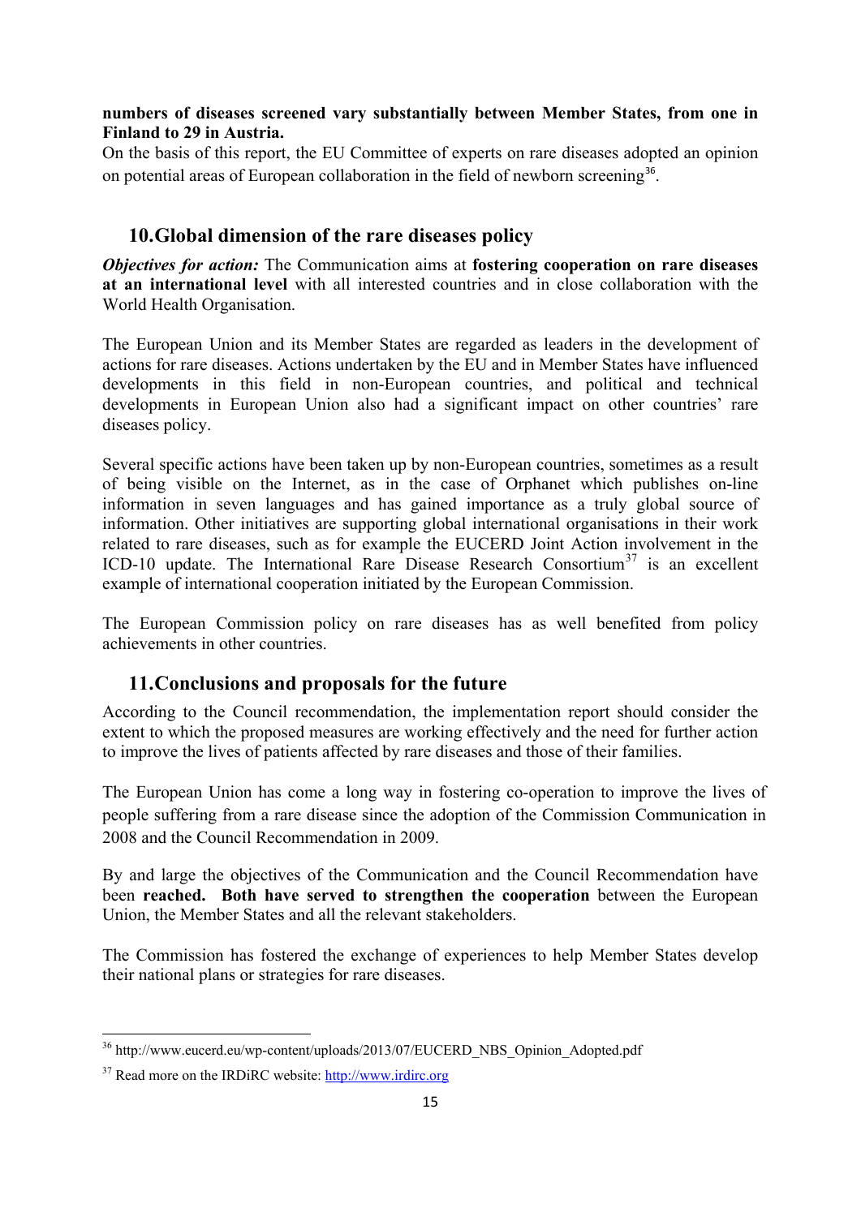**numbers of diseases screened vary substantially between Member States, from one in Finland to 29 in Austria.**

On the basis of this report, the EU Committee of experts on rare diseases adopted an opinion on potential areas of European collaboration in the field of newborn screening[36].

## 10. Global dimension of the rare diseases policy

***Objectives for action:*** The Communication aims at **fostering cooperation on rare diseases at an international level** with all interested countries and in close collaboration with the World Health Organisation.

The European Union and its Member States are regarded as leaders in the development of actions for rare diseases. Actions undertaken by the EU and in Member States have influenced developments in this field in non-European countries, and political and technical developments in European Union also had a significant impact on other countries' rare diseases policy.

Several specific actions have been taken up by non-European countries, sometimes as a result of being visible on the Internet, as in the case of Orphanet which publishes on-line information in seven languages and has gained importance as a truly global source of information. Other initiatives are supporting global international organisations in their work related to rare diseases, such as for example the EUCERD Joint Action involvement in the ICD-10 update. The International Rare Disease Research Consortium[37] is an excellent example of international cooperation initiated by the European Commission.

The European Commission policy on rare diseases has as well benefited from policy achievements in other countries.

## 11. Conclusions and proposals for the future

According to the Council recommendation, the implementation report should consider the extent to which the proposed measures are working effectively and the need for further action to improve the lives of patients affected by rare diseases and those of their families.

The European Union has come a long way in fostering co-operation to improve the lives of people suffering from a rare disease since the adoption of the Commission Communication in 2008 and the Council Recommendation in 2009.

By and large the objectives of the Communication and the Council Recommendation have been **reached. Both have served to strengthen the cooperation** between the European Union, the Member States and all the relevant stakeholders.

The Commission has fostered the exchange of experiences to help Member States develop their national plans or strategies for rare diseases.

---

[36] http://www.eucerd.eu/wp-content/uploads/2013/07/EUCERD_NBS_Opinion_Adopted.pdf

[37] Read more on the IRDiRC website: http://www.irdirc.org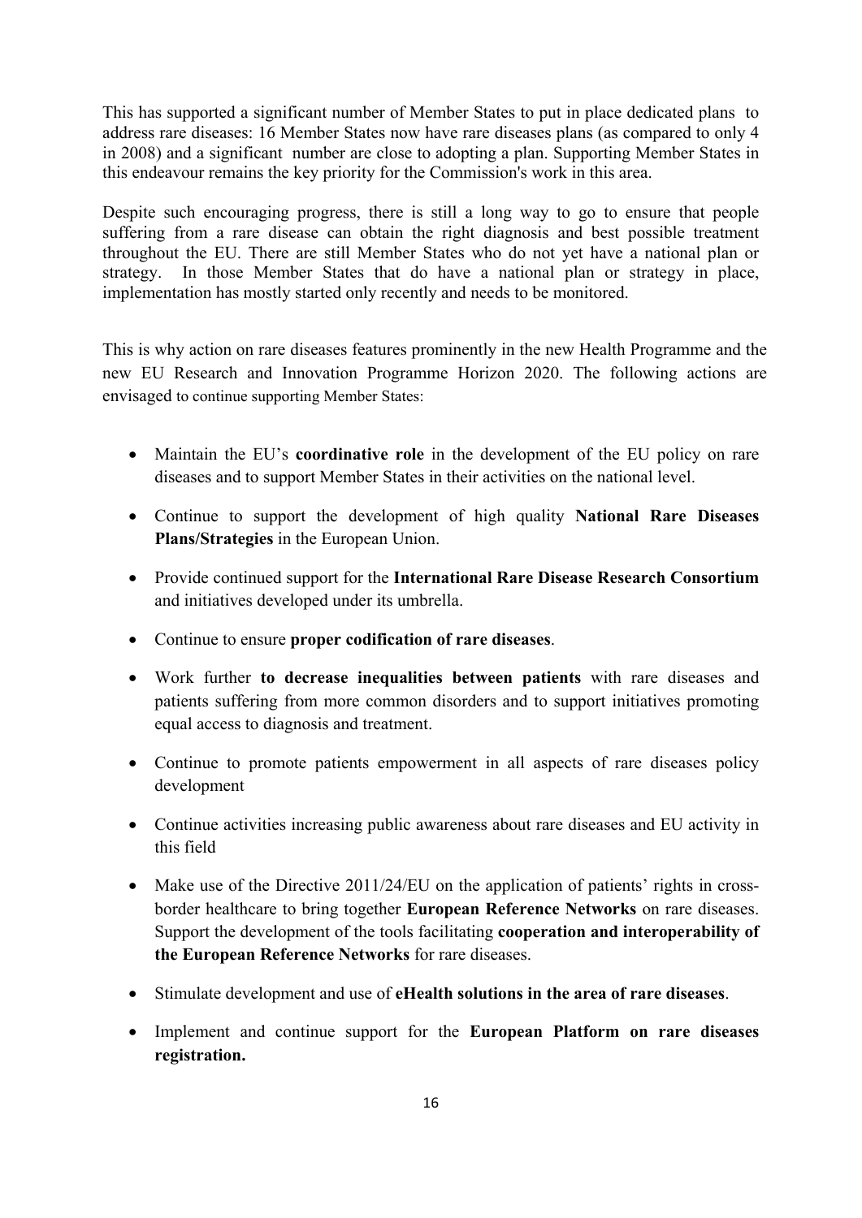This has supported a significant number of Member States to put in place dedicated plans to address rare diseases: 16 Member States now have rare diseases plans (as compared to only 4 in 2008) and a significant number are close to adopting a plan. Supporting Member States in this endeavour remains the key priority for the Commission's work in this area.

Despite such encouraging progress, there is still a long way to go to ensure that people suffering from a rare disease can obtain the right diagnosis and best possible treatment throughout the EU. There are still Member States who do not yet have a national plan or strategy. In those Member States that do have a national plan or strategy in place, implementation has mostly started only recently and needs to be monitored.

This is why action on rare diseases features prominently in the new Health Programme and the new EU Research and Innovation Programme Horizon 2020. The following actions are envisaged to continue supporting Member States:

- Maintain the EU's **coordinative role** in the development of the EU policy on rare diseases and to support Member States in their activities on the national level.
- Continue to support the development of high quality **National Rare Diseases Plans/Strategies** in the European Union.
- Provide continued support for the **International Rare Disease Research Consortium** and initiatives developed under its umbrella.
- Continue to ensure **proper codification of rare diseases**.
- Work further **to decrease inequalities between patients** with rare diseases and patients suffering from more common disorders and to support initiatives promoting equal access to diagnosis and treatment.
- Continue to promote patients empowerment in all aspects of rare diseases policy development
- Continue activities increasing public awareness about rare diseases and EU activity in this field
- Make use of the Directive 2011/24/EU on the application of patients' rights in cross-border healthcare to bring together **European Reference Networks** on rare diseases. Support the development of the tools facilitating **cooperation and interoperability of the European Reference Networks** for rare diseases.
- Stimulate development and use of **eHealth solutions in the area of rare diseases**.
- Implement and continue support for the **European Platform on rare diseases registration.**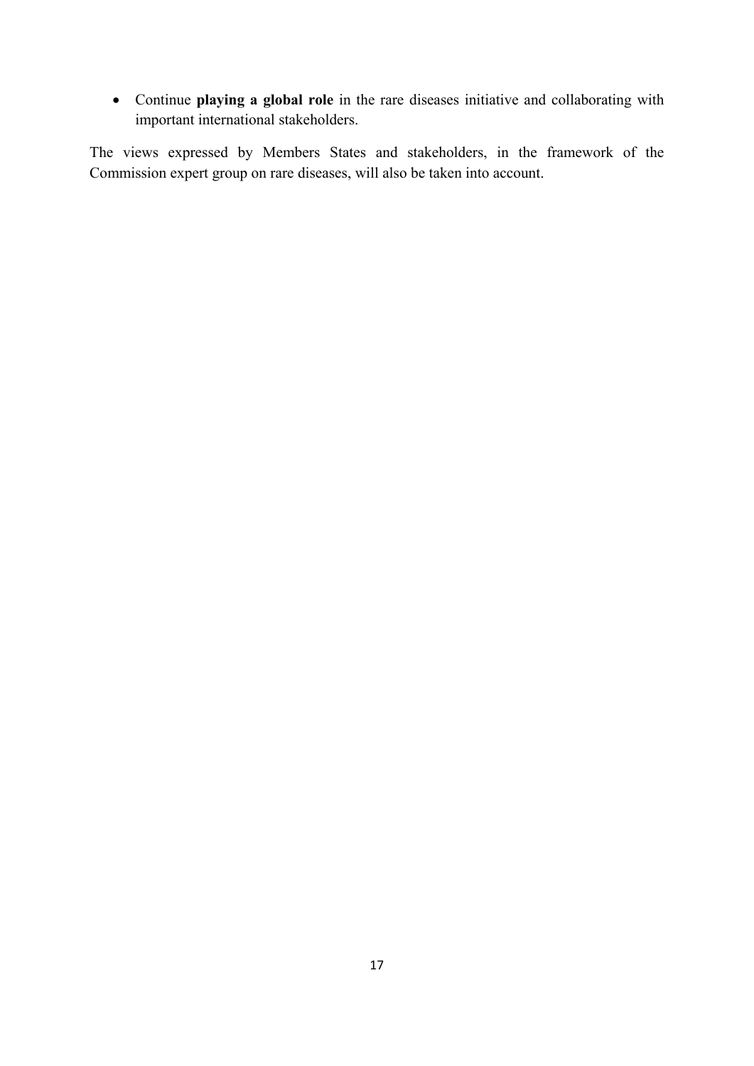- Continue **playing a global role** in the rare diseases initiative and collaborating with important international stakeholders.

The views expressed by Members States and stakeholders, in the framework of the Commission expert group on rare diseases, will also be taken into account.